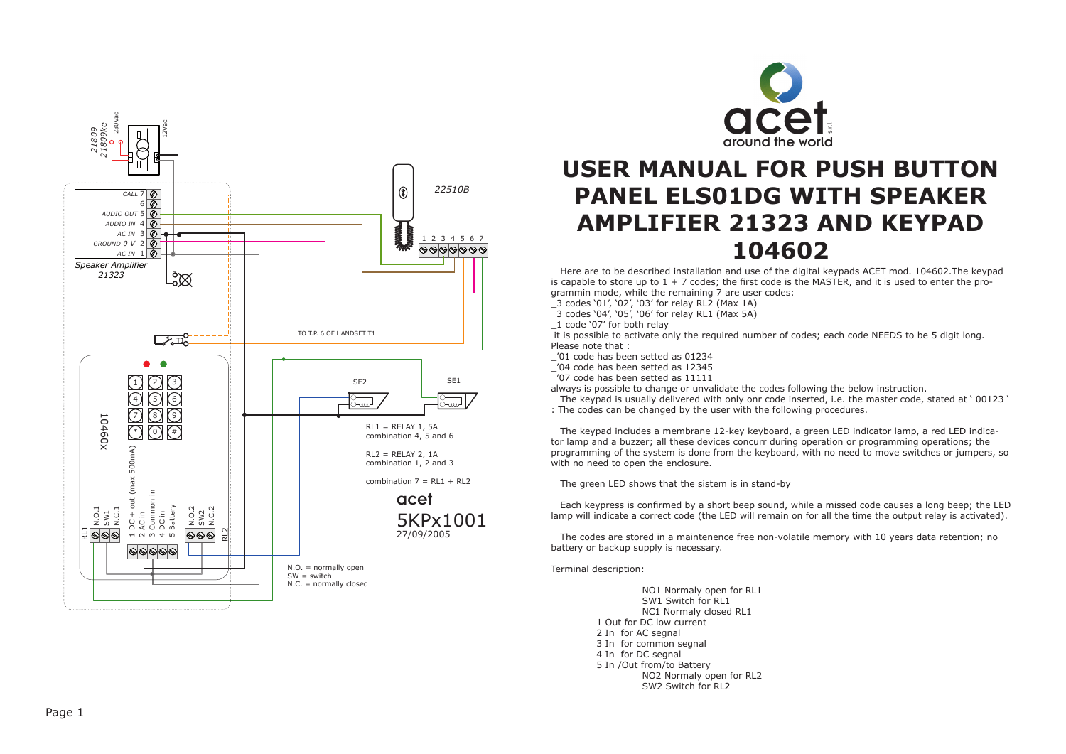# USER MANUAL FOR PUSH BUTTON PANEL ELS01DG WITH SPEAKER AMPLIFIER 21323 AND KEYPAD 104602

Here are to be described installation and use of the digital keypads ACET mod. 104602.The keypad is capable to store up to 1 + 7 codes; the first code is the MASTER, and it is used to enter the programmin mode, while the remaining 7 are user codes:

_3 codes '01', '02', '03' for relay RL2 (Max 1A)
_3 codes '04', '05', '06' for relay RL1 (Max 5A)
_1 code '07' for both relay

it is possible to activate only the required number of codes; each code NEEDS to be 5 digit long.
Please note that :

_'01 code has been setted as 01234
_'04 code has been setted as 12345
_'07 code has been setted as 11111

always is possible to change or unvalidate the codes following the below instruction.

The keypad is usually delivered with only onr code inserted, i.e. the master code, stated at ' 00123 ' : The codes can be changed by the user with the following procedures.

The keypad includes a membrane 12-key keyboard, a green LED indicator lamp, a red LED indicator lamp and a buzzer; all these devices concurr during operation or programming operations; the programming of the system is done from the keyboard, with no need to move switches or jumpers, so with no need to open the enclosure.

The green LED shows that the sistem is in stand-by

Each keypress is confirmed by a short beep sound, while a missed code causes a long beep; the LED lamp will indicate a correct code (the LED will remain on for all the time the output relay is activated).

The codes are stored in a maintenence free non-volatile memory with 10 years data retention; no battery or backup supply is necessary.

Terminal description:

NO1 Normaly open for RL1
SW1 Switch for RL1
NC1 Normaly closed RL1
1 Out for DC low current
2 In for AC segnal
3 In for common segnal
4 In for DC segnal
5 In /Out from/to Battery
NO2 Normaly open for RL2
SW2 Switch for RL2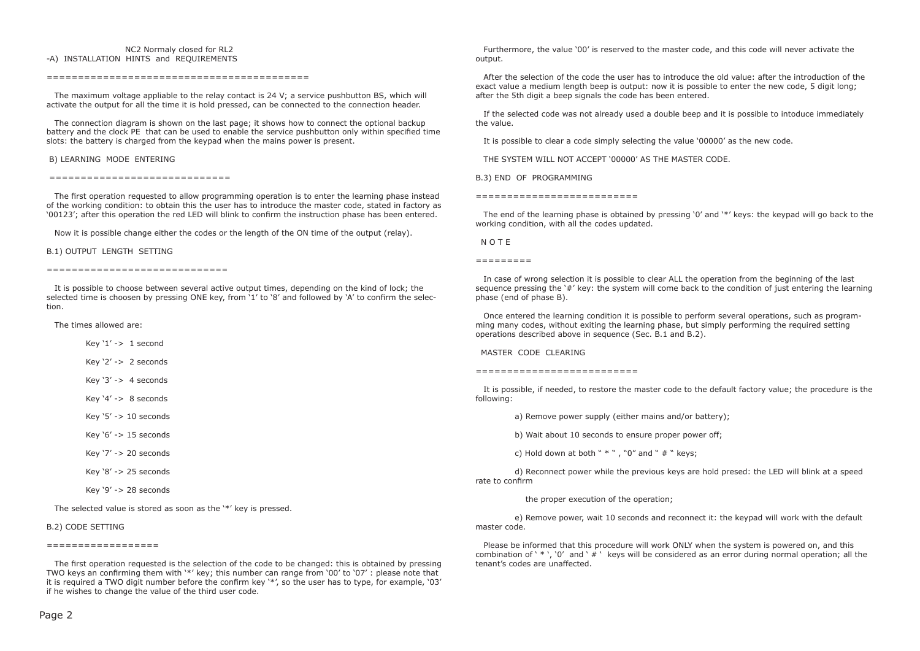NC2 Normaly closed for RL2

## -A) INSTALLATION HINTS and REQUIREMENTS

==========================================

The maximum voltage appliable to the relay contact is 24 V; a service pushbutton BS, which will activate the output for all the time it is hold pressed, can be connected to the connection header.

The connection diagram is shown on the last page; it shows how to connect the optional backup battery and the clock PE that can be used to enable the service pushbutton only within specified time slots: the battery is charged from the keypad when the mains power is present.

## B) LEARNING MODE ENTERING

=============================

The first operation requested to allow programming operation is to enter the learning phase instead of the working condition: to obtain this the user has to introduce the master code, stated in factory as '00123'; after this operation the red LED will blink to confirm the instruction phase has been entered.

Now it is possible change either the codes or the length of the ON time of the output (relay).

### B.1) OUTPUT LENGTH SETTING

=============================

It is possible to choose between several active output times, depending on the kind of lock; the selected time is choosen by pressing ONE key, from '1' to '8' and followed by 'A' to confirm the selection.

The times allowed are:

- Key '1' -> 1 second
- Key '2' -> 2 seconds
- Key '3' -> 4 seconds
- Key '4' -> 8 seconds
- Key '5' -> 10 seconds
- Key '6' -> 15 seconds
- Key '7' -> 20 seconds
- Key '8' -> 25 seconds
- Key '9' -> 28 seconds

The selected value is stored as soon as the '*' key is pressed.

### B.2) CODE SETTING

==================

The first operation requested is the selection of the code to be changed: this is obtained by pressing TWO keys an confirming them with '*' key; this number can range from '00' to '07' : please note that it is required a TWO digit number before the confirm key '*', so the user has to type, for example, '03' if he wishes to change the value of the third user code.

Furthermore, the value '00' is reserved to the master code, and this code will never activate the output.

After the selection of the code the user has to introduce the old value: after the introduction of the exact value a medium length beep is output: now it is possible to enter the new code, 5 digit long; after the 5th digit a beep signals the code has been entered.

If the selected code was not already used a double beep and it is possible to intoduce immediately the value.

It is possible to clear a code simply selecting the value '00000' as the new code.

THE SYSTEM WILL NOT ACCEPT '00000' AS THE MASTER CODE.

### B.3) END OF PROGRAMMING

==========================

The end of the learning phase is obtained by pressing '0' and '*' keys: the keypad will go back to the working condition, with all the codes updated.

## N O T E

=========

In case of wrong selection it is possible to clear ALL the operation from the beginning of the last sequence pressing the '#' key: the system will come back to the condition of just entering the learning phase (end of phase B).

Once entered the learning condition it is possible to perform several operations, such as programming many codes, without exiting the learning phase, but simply performing the required setting operations described above in sequence (Sec. B.1 and B.2).

## MASTER CODE CLEARING

==========================

It is possible, if needed, to restore the master code to the default factory value; the procedure is the following:

a) Remove power supply (either mains and/or battery);

b) Wait about 10 seconds to ensure proper power off;

c) Hold down at both " * " , "0" and " # " keys;

d) Reconnect power while the previous keys are hold presed: the LED will blink at a speed rate to confirm the proper execution of the operation;

e) Remove power, wait 10 seconds and reconnect it: the keypad will work with the default master code.

Please be informed that this procedure will work ONLY when the system is powered on, and this combination of ' * ', '0' and ' # ' keys will be considered as an error during normal operation; all the tenant's codes are unaffected.